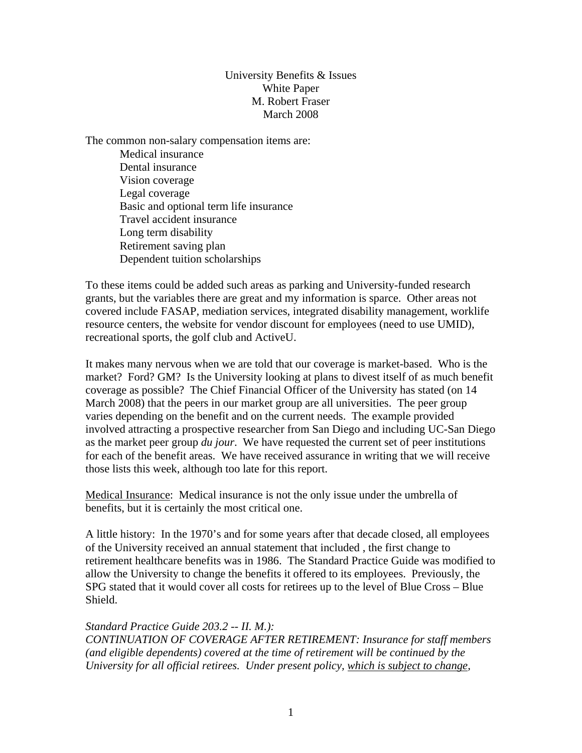University Benefits & Issues
White Paper
M. Robert Fraser
March 2008

The common non-salary compensation items are:

- Medical insurance
- Dental insurance
- Vision coverage
- Legal coverage
- Basic and optional term life insurance
- Travel accident insurance
- Long term disability
- Retirement saving plan
- Dependent tuition scholarships

To these items could be added such areas as parking and University-funded research grants, but the variables there are great and my information is sparce. Other areas not covered include FASAP, mediation services, integrated disability management, worklife resource centers, the website for vendor discount for employees (need to use UMID), recreational sports, the golf club and ActiveU.

It makes many nervous when we are told that our coverage is market-based. Who is the market? Ford? GM? Is the University looking at plans to divest itself of as much benefit coverage as possible? The Chief Financial Officer of the University has stated (on 14 March 2008) that the peers in our market group are all universities. The peer group varies depending on the benefit and on the current needs. The example provided involved attracting a prospective researcher from San Diego and including UC-San Diego as the market peer group *du jour*. We have requested the current set of peer institutions for each of the benefit areas. We have received assurance in writing that we will receive those lists this week, although too late for this report.

<u>Medical Insurance</u>: Medical insurance is not the only issue under the umbrella of benefits, but it is certainly the most critical one.

A little history: In the 1970's and for some years after that decade closed, all employees of the University received an annual statement that included , the first change to retirement healthcare benefits was in 1986. The Standard Practice Guide was modified to allow the University to change the benefits it offered to its employees. Previously, the SPG stated that it would cover all costs for retirees up to the level of Blue Cross – Blue Shield.

*Standard Practice Guide 203.2 -- II. M.):*
*CONTINUATION OF COVERAGE AFTER RETIREMENT: Insurance for staff members (and eligible dependents) covered at the time of retirement will be continued by the University for all official retirees. Under present policy, <u>which is subject to change</u>,*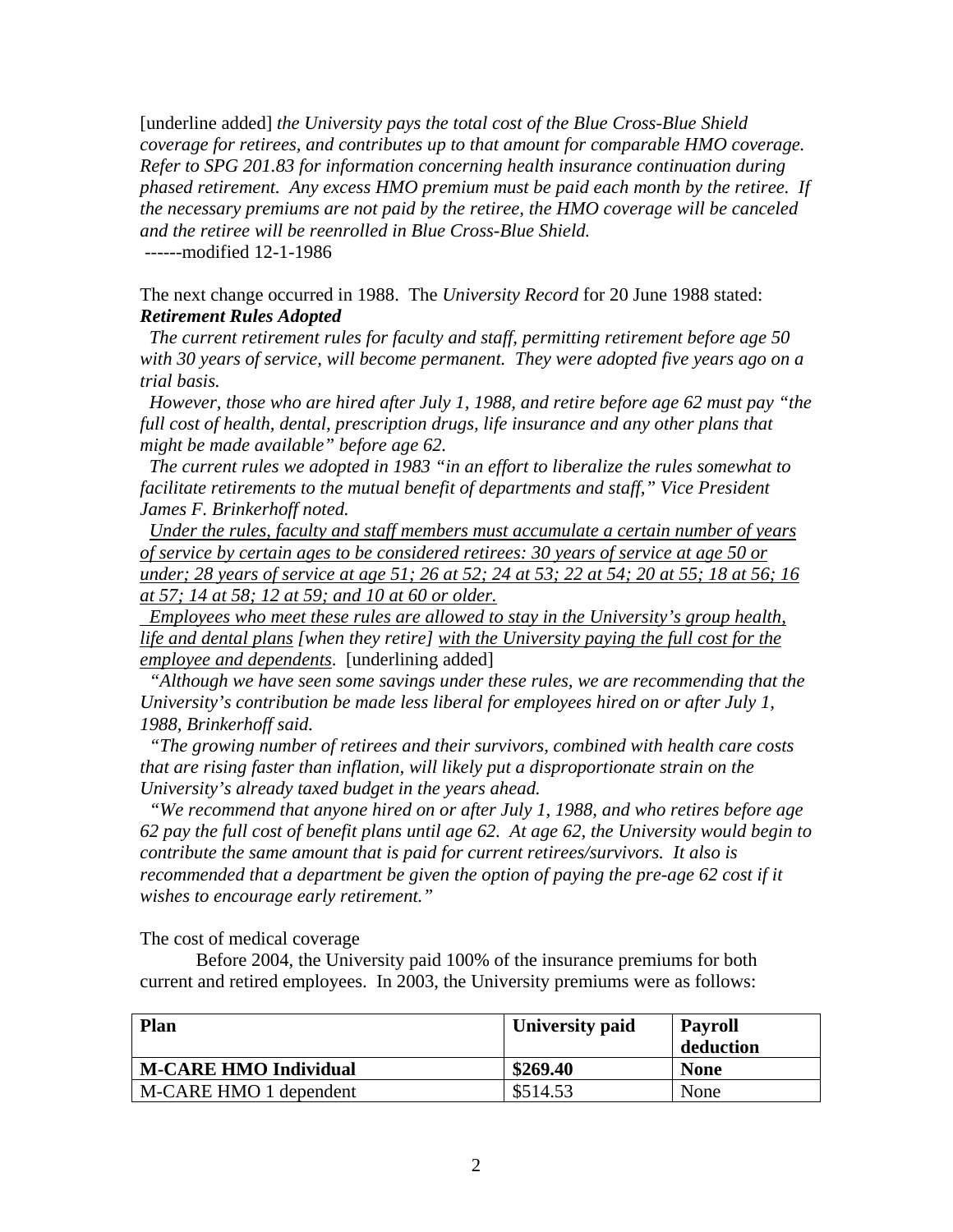[underline added] *the University pays the total cost of the Blue Cross-Blue Shield coverage for retirees, and contributes up to that amount for comparable HMO coverage. Refer to SPG 201.83 for information concerning health insurance continuation during phased retirement. Any excess HMO premium must be paid each month by the retiree. If the necessary premiums are not paid by the retiree, the HMO coverage will be canceled and the retiree will be reenrolled in Blue Cross-Blue Shield.*
------modified 12-1-1986

The next change occurred in 1988. The *University Record* for 20 June 1988 stated:
***Retirement Rules Adopted***

*The current retirement rules for faculty and staff, permitting retirement before age 50 with 30 years of service, will become permanent. They were adopted five years ago on a trial basis.*

*However, those who are hired after July 1, 1988, and retire before age 62 must pay "the full cost of health, dental, prescription drugs, life insurance and any other plans that might be made available" before age 62.*

*The current rules we adopted in 1983 "in an effort to liberalize the rules somewhat to facilitate retirements to the mutual benefit of departments and staff," Vice President James F. Brinkerhoff noted.*

<u>*Under the rules, faculty and staff members must accumulate a certain number of years of service by certain ages to be considered retirees: 30 years of service at age 50 or under; 28 years of service at age 51; 26 at 52; 24 at 53; 22 at 54; 20 at 55; 18 at 56; 16 at 57; 14 at 58; 12 at 59; and 10 at 60 or older.*</u>

<u>*Employees who meet these rules are allowed to stay in the University's group health, life and dental plans*</u> *[when they retire]* <u>*with the University paying the full cost for the employee and dependents*</u>. [underlining added]

*"Although we have seen some savings under these rules, we are recommending that the University's contribution be made less liberal for employees hired on or after July 1, 1988, Brinkerhoff said.*

*"The growing number of retirees and their survivors, combined with health care costs that are rising faster than inflation, will likely put a disproportionate strain on the University's already taxed budget in the years ahead.*

*"We recommend that anyone hired on or after July 1, 1988, and who retires before age 62 pay the full cost of benefit plans until age 62. At age 62, the University would begin to contribute the same amount that is paid for current retirees/survivors. It also is recommended that a department be given the option of paying the pre-age 62 cost if it wishes to encourage early retirement."*

The cost of medical coverage

Before 2004, the University paid 100% of the insurance premiums for both current and retired employees. In 2003, the University premiums were as follows:

| Plan | University paid | Payroll deduction |
|---|---|---|
| **M-CARE HMO Individual** | **$269.40** | **None** |
| M-CARE HMO 1 dependent | $514.53 | None |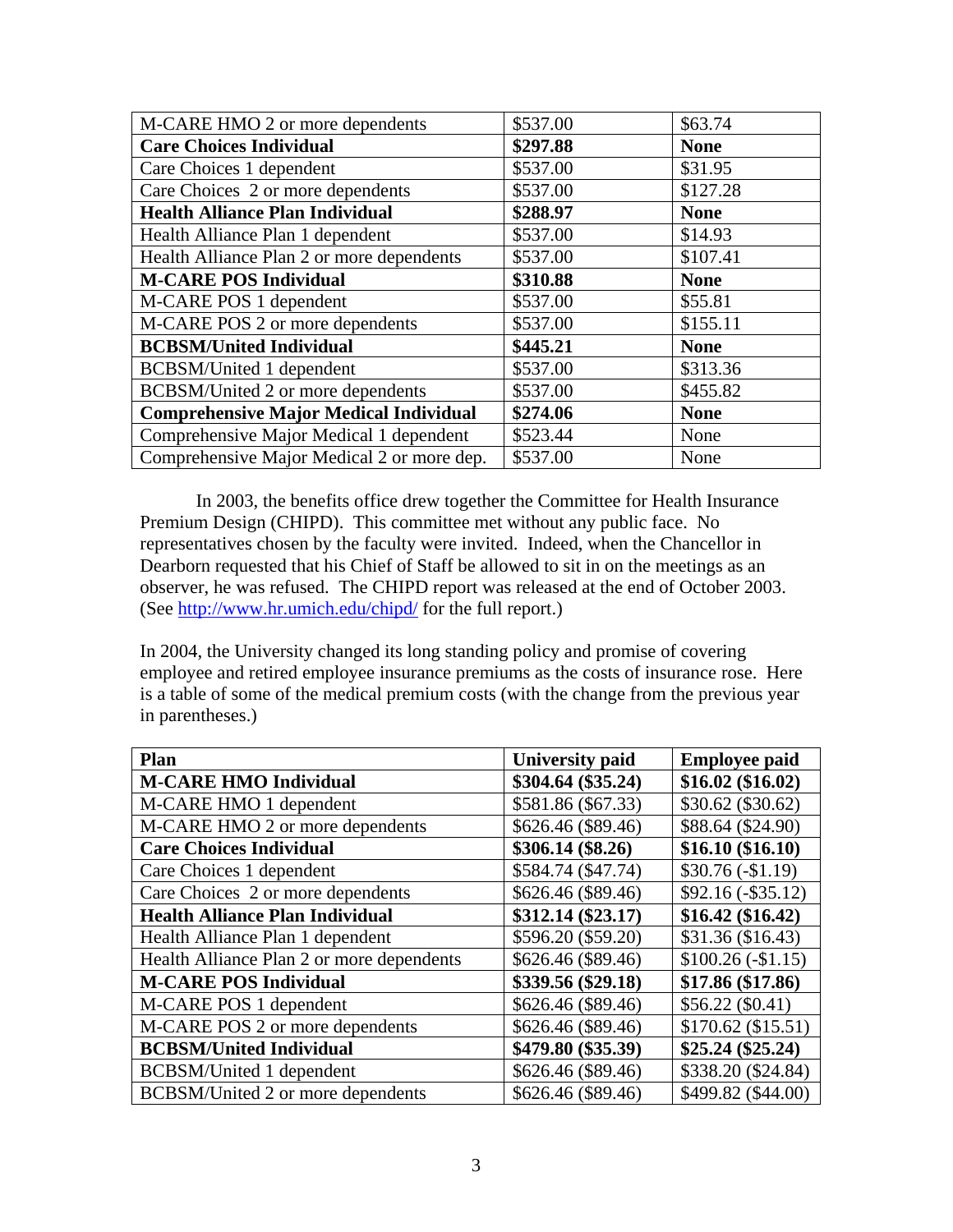| M-CARE HMO 2 or more dependents | $537.00 | $63.74 |
|---|---|---|
| **Care Choices Individual** | **$297.88** | **None** |
| Care Choices 1 dependent | $537.00 | $31.95 |
| Care Choices 2 or more dependents | $537.00 | $127.28 |
| **Health Alliance Plan Individual** | **$288.97** | **None** |
| Health Alliance Plan 1 dependent | $537.00 | $14.93 |
| Health Alliance Plan 2 or more dependents | $537.00 | $107.41 |
| **M-CARE POS Individual** | **$310.88** | **None** |
| M-CARE POS 1 dependent | $537.00 | $55.81 |
| M-CARE POS 2 or more dependents | $537.00 | $155.11 |
| **BCBSM/United Individual** | **$445.21** | **None** |
| BCBSM/United 1 dependent | $537.00 | $313.36 |
| BCBSM/United 2 or more dependents | $537.00 | $455.82 |
| **Comprehensive Major Medical Individual** | **$274.06** | **None** |
| Comprehensive Major Medical 1 dependent | $523.44 | None |
| Comprehensive Major Medical 2 or more dep. | $537.00 | None |

In 2003, the benefits office drew together the Committee for Health Insurance Premium Design (CHIPD). This committee met without any public face. No representatives chosen by the faculty were invited. Indeed, when the Chancellor in Dearborn requested that his Chief of Staff be allowed to sit in on the meetings as an observer, he was refused. The CHIPD report was released at the end of October 2003. (See http://www.hr.umich.edu/chipd/ for the full report.)

In 2004, the University changed its long standing policy and promise of covering employee and retired employee insurance premiums as the costs of insurance rose. Here is a table of some of the medical premium costs (with the change from the previous year in parentheses.)

| Plan | University paid | Employee paid |
|---|---|---|
| **M-CARE HMO Individual** | **$304.64 ($35.24)** | **$16.02 ($16.02)** |
| M-CARE HMO 1 dependent | $581.86 ($67.33) | $30.62 ($30.62) |
| M-CARE HMO 2 or more dependents | $626.46 ($89.46) | $88.64 ($24.90) |
| **Care Choices Individual** | **$306.14 ($8.26)** | **$16.10 ($16.10)** |
| Care Choices 1 dependent | $584.74 ($47.74) | $30.76 (-$1.19) |
| Care Choices 2 or more dependents | $626.46 ($89.46) | $92.16 (-$35.12) |
| **Health Alliance Plan Individual** | **$312.14 ($23.17)** | **$16.42 ($16.42)** |
| Health Alliance Plan 1 dependent | $596.20 ($59.20) | $31.36 ($16.43) |
| Health Alliance Plan 2 or more dependents | $626.46 ($89.46) | $100.26 (-$1.15) |
| **M-CARE POS Individual** | **$339.56 ($29.18)** | **$17.86 ($17.86)** |
| M-CARE POS 1 dependent | $626.46 ($89.46) | $56.22 ($0.41) |
| M-CARE POS 2 or more dependents | $626.46 ($89.46) | $170.62 ($15.51) |
| **BCBSM/United Individual** | **$479.80 ($35.39)** | **$25.24 ($25.24)** |
| BCBSM/United 1 dependent | $626.46 ($89.46) | $338.20 ($24.84) |
| BCBSM/United 2 or more dependents | $626.46 ($89.46) | $499.82 ($44.00) |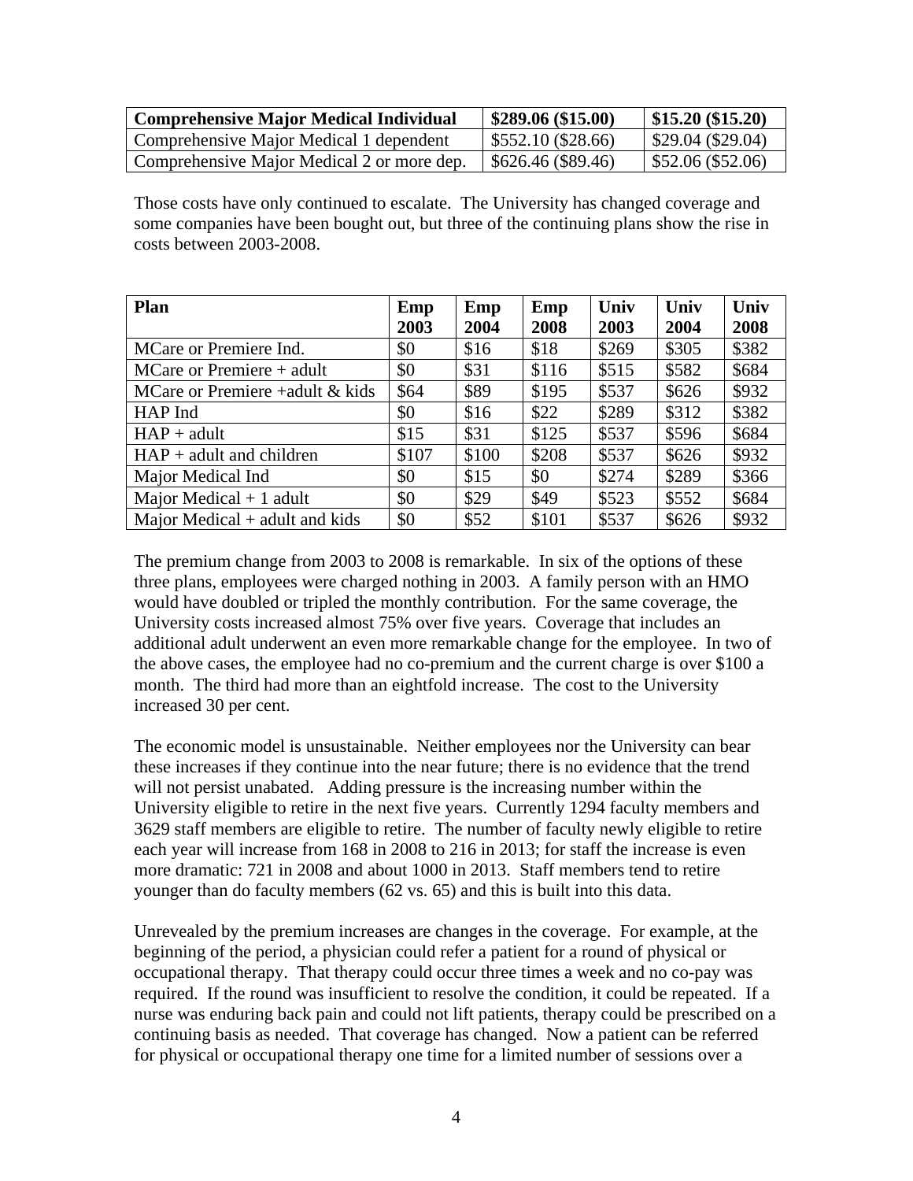| **Comprehensive Major Medical Individual** | **$289.06 ($15.00)** | **$15.20 ($15.20)** |
|---|---|---|
| Comprehensive Major Medical 1 dependent | $552.10 ($28.66) | $29.04 ($29.04) |
| Comprehensive Major Medical 2 or more dep. | $626.46 ($89.46) | $52.06 ($52.06) |

Those costs have only continued to escalate. The University has changed coverage and some companies have been bought out, but three of the continuing plans show the rise in costs between 2003-2008.

| **Plan** | **Emp 2003** | **Emp 2004** | **Emp 2008** | **Univ 2003** | **Univ 2004** | **Univ 2008** |
|---|---|---|---|---|---|---|
| MCare or Premiere Ind. | $0 | $16 | $18 | $269 | $305 | $382 |
| MCare or Premiere + adult | $0 | $31 | $116 | $515 | $582 | $684 |
| MCare or Premiere +adult & kids | $64 | $89 | $195 | $537 | $626 | $932 |
| HAP Ind | $0 | $16 | $22 | $289 | $312 | $382 |
| HAP + adult | $15 | $31 | $125 | $537 | $596 | $684 |
| HAP + adult and children | $107 | $100 | $208 | $537 | $626 | $932 |
| Major Medical Ind | $0 | $15 | $0 | $274 | $289 | $366 |
| Major Medical + 1 adult | $0 | $29 | $49 | $523 | $552 | $684 |
| Major Medical + adult and kids | $0 | $52 | $101 | $537 | $626 | $932 |

The premium change from 2003 to 2008 is remarkable. In six of the options of these three plans, employees were charged nothing in 2003. A family person with an HMO would have doubled or tripled the monthly contribution. For the same coverage, the University costs increased almost 75% over five years. Coverage that includes an additional adult underwent an even more remarkable change for the employee. In two of the above cases, the employee had no co-premium and the current charge is over $100 a month. The third had more than an eightfold increase. The cost to the University increased 30 per cent.

The economic model is unsustainable. Neither employees nor the University can bear these increases if they continue into the near future; there is no evidence that the trend will not persist unabated. Adding pressure is the increasing number within the University eligible to retire in the next five years. Currently 1294 faculty members and 3629 staff members are eligible to retire. The number of faculty newly eligible to retire each year will increase from 168 in 2008 to 216 in 2013; for staff the increase is even more dramatic: 721 in 2008 and about 1000 in 2013. Staff members tend to retire younger than do faculty members (62 vs. 65) and this is built into this data.

Unrevealed by the premium increases are changes in the coverage. For example, at the beginning of the period, a physician could refer a patient for a round of physical or occupational therapy. That therapy could occur three times a week and no co-pay was required. If the round was insufficient to resolve the condition, it could be repeated. If a nurse was enduring back pain and could not lift patients, therapy could be prescribed on a continuing basis as needed. That coverage has changed. Now a patient can be referred for physical or occupational therapy one time for a limited number of sessions over a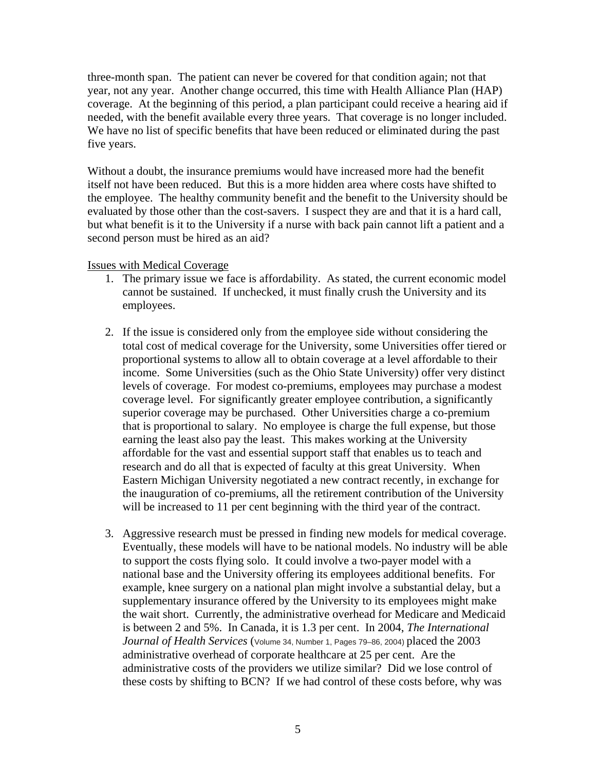three-month span. The patient can never be covered for that condition again; not that year, not any year. Another change occurred, this time with Health Alliance Plan (HAP) coverage. At the beginning of this period, a plan participant could receive a hearing aid if needed, with the benefit available every three years. That coverage is no longer included. We have no list of specific benefits that have been reduced or eliminated during the past five years.

Without a doubt, the insurance premiums would have increased more had the benefit itself not have been reduced. But this is a more hidden area where costs have shifted to the employee. The healthy community benefit and the benefit to the University should be evaluated by those other than the cost-savers. I suspect they are and that it is a hard call, but what benefit is it to the University if a nurse with back pain cannot lift a patient and a second person must be hired as an aid?

Issues with Medical Coverage

1. The primary issue we face is affordability. As stated, the current economic model cannot be sustained. If unchecked, it must finally crush the University and its employees.

2. If the issue is considered only from the employee side without considering the total cost of medical coverage for the University, some Universities offer tiered or proportional systems to allow all to obtain coverage at a level affordable to their income. Some Universities (such as the Ohio State University) offer very distinct levels of coverage. For modest co-premiums, employees may purchase a modest coverage level. For significantly greater employee contribution, a significantly superior coverage may be purchased. Other Universities charge a co-premium that is proportional to salary. No employee is charge the full expense, but those earning the least also pay the least. This makes working at the University affordable for the vast and essential support staff that enables us to teach and research and do all that is expected of faculty at this great University. When Eastern Michigan University negotiated a new contract recently, in exchange for the inauguration of co-premiums, all the retirement contribution of the University will be increased to 11 per cent beginning with the third year of the contract.

3. Aggressive research must be pressed in finding new models for medical coverage. Eventually, these models will have to be national models. No industry will be able to support the costs flying solo. It could involve a two-payer model with a national base and the University offering its employees additional benefits. For example, knee surgery on a national plan might involve a substantial delay, but a supplementary insurance offered by the University to its employees might make the wait short. Currently, the administrative overhead for Medicare and Medicaid is between 2 and 5%. In Canada, it is 1.3 per cent. In 2004, *The International Journal of Health Services* (Volume 34, Number 1, Pages 79–86, 2004) placed the 2003 administrative overhead of corporate healthcare at 25 per cent. Are the administrative costs of the providers we utilize similar? Did we lose control of these costs by shifting to BCN? If we had control of these costs before, why was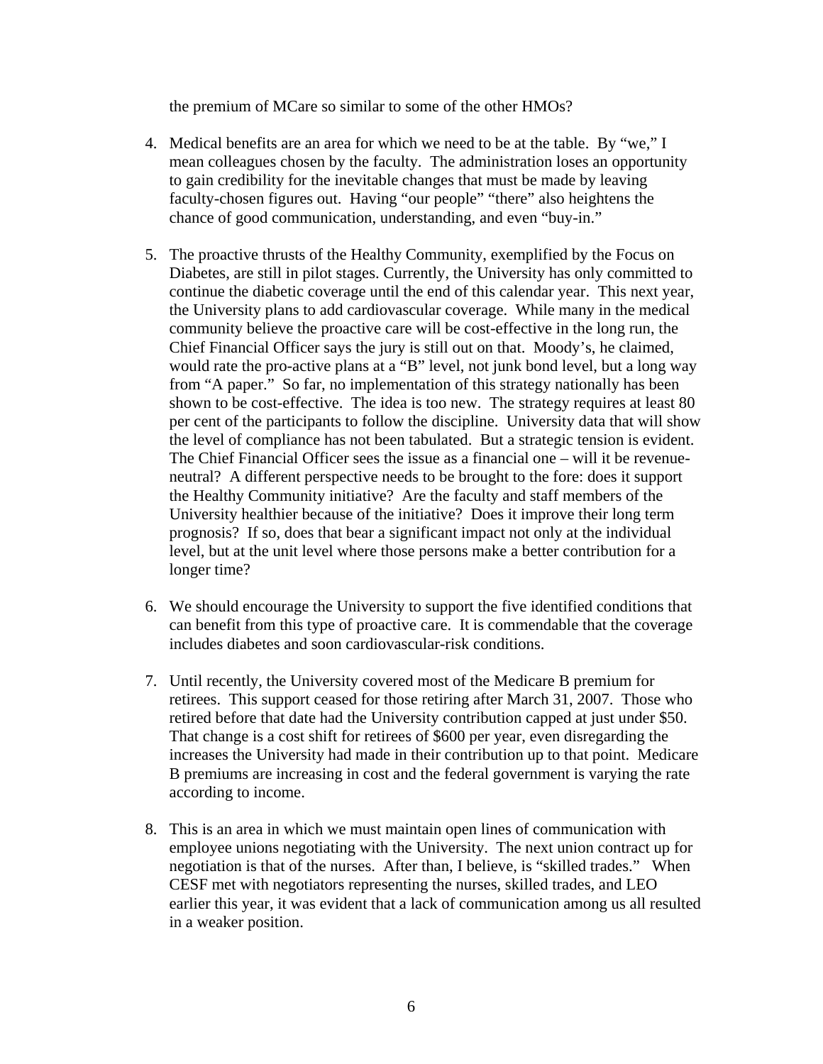the premium of MCare so similar to some of the other HMOs?

4. Medical benefits are an area for which we need to be at the table. By "we," I mean colleagues chosen by the faculty. The administration loses an opportunity to gain credibility for the inevitable changes that must be made by leaving faculty-chosen figures out. Having "our people" "there" also heightens the chance of good communication, understanding, and even "buy-in."

5. The proactive thrusts of the Healthy Community, exemplified by the Focus on Diabetes, are still in pilot stages. Currently, the University has only committed to continue the diabetic coverage until the end of this calendar year. This next year, the University plans to add cardiovascular coverage. While many in the medical community believe the proactive care will be cost-effective in the long run, the Chief Financial Officer says the jury is still out on that. Moody's, he claimed, would rate the pro-active plans at a "B" level, not junk bond level, but a long way from "A paper." So far, no implementation of this strategy nationally has been shown to be cost-effective. The idea is too new. The strategy requires at least 80 per cent of the participants to follow the discipline. University data that will show the level of compliance has not been tabulated. But a strategic tension is evident. The Chief Financial Officer sees the issue as a financial one – will it be revenue-neutral? A different perspective needs to be brought to the fore: does it support the Healthy Community initiative? Are the faculty and staff members of the University healthier because of the initiative? Does it improve their long term prognosis? If so, does that bear a significant impact not only at the individual level, but at the unit level where those persons make a better contribution for a longer time?

6. We should encourage the University to support the five identified conditions that can benefit from this type of proactive care. It is commendable that the coverage includes diabetes and soon cardiovascular-risk conditions.

7. Until recently, the University covered most of the Medicare B premium for retirees. This support ceased for those retiring after March 31, 2007. Those who retired before that date had the University contribution capped at just under $50. That change is a cost shift for retirees of $600 per year, even disregarding the increases the University had made in their contribution up to that point. Medicare B premiums are increasing in cost and the federal government is varying the rate according to income.

8. This is an area in which we must maintain open lines of communication with employee unions negotiating with the University. The next union contract up for negotiation is that of the nurses. After than, I believe, is "skilled trades." When CESF met with negotiators representing the nurses, skilled trades, and LEO earlier this year, it was evident that a lack of communication among us all resulted in a weaker position.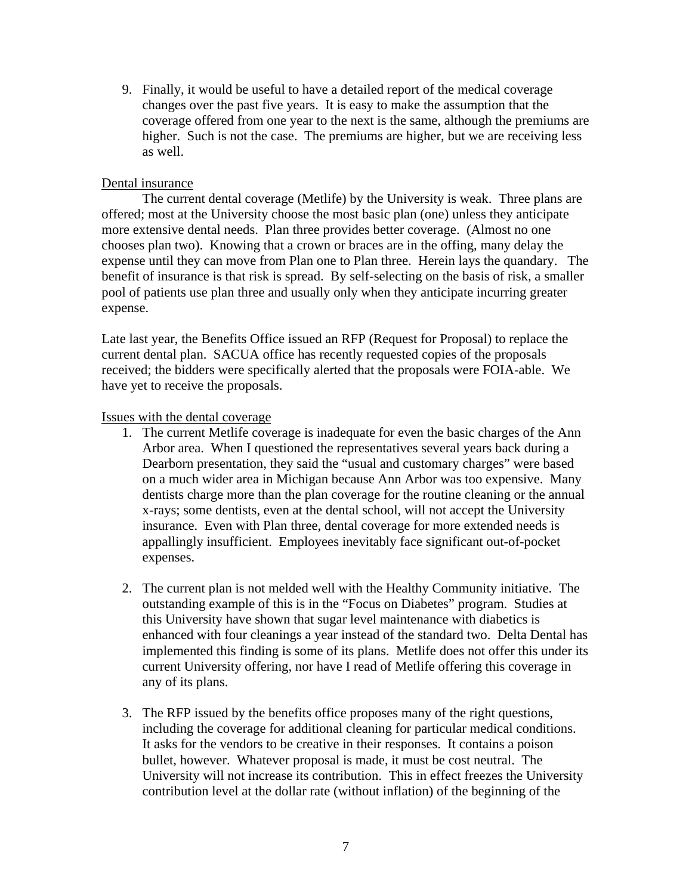9. Finally, it would be useful to have a detailed report of the medical coverage changes over the past five years. It is easy to make the assumption that the coverage offered from one year to the next is the same, although the premiums are higher. Such is not the case. The premiums are higher, but we are receiving less as well.

Dental insurance

The current dental coverage (Metlife) by the University is weak. Three plans are offered; most at the University choose the most basic plan (one) unless they anticipate more extensive dental needs. Plan three provides better coverage. (Almost no one chooses plan two). Knowing that a crown or braces are in the offing, many delay the expense until they can move from Plan one to Plan three. Herein lays the quandary. The benefit of insurance is that risk is spread. By self-selecting on the basis of risk, a smaller pool of patients use plan three and usually only when they anticipate incurring greater expense.

Late last year, the Benefits Office issued an RFP (Request for Proposal) to replace the current dental plan. SACUA office has recently requested copies of the proposals received; the bidders were specifically alerted that the proposals were FOIA-able. We have yet to receive the proposals.

Issues with the dental coverage

1. The current Metlife coverage is inadequate for even the basic charges of the Ann Arbor area. When I questioned the representatives several years back during a Dearborn presentation, they said the "usual and customary charges" were based on a much wider area in Michigan because Ann Arbor was too expensive. Many dentists charge more than the plan coverage for the routine cleaning or the annual x-rays; some dentists, even at the dental school, will not accept the University insurance. Even with Plan three, dental coverage for more extended needs is appallingly insufficient. Employees inevitably face significant out-of-pocket expenses.

2. The current plan is not melded well with the Healthy Community initiative. The outstanding example of this is in the "Focus on Diabetes" program. Studies at this University have shown that sugar level maintenance with diabetics is enhanced with four cleanings a year instead of the standard two. Delta Dental has implemented this finding is some of its plans. Metlife does not offer this under its current University offering, nor have I read of Metlife offering this coverage in any of its plans.

3. The RFP issued by the benefits office proposes many of the right questions, including the coverage for additional cleaning for particular medical conditions. It asks for the vendors to be creative in their responses. It contains a poison bullet, however. Whatever proposal is made, it must be cost neutral. The University will not increase its contribution. This in effect freezes the University contribution level at the dollar rate (without inflation) of the beginning of the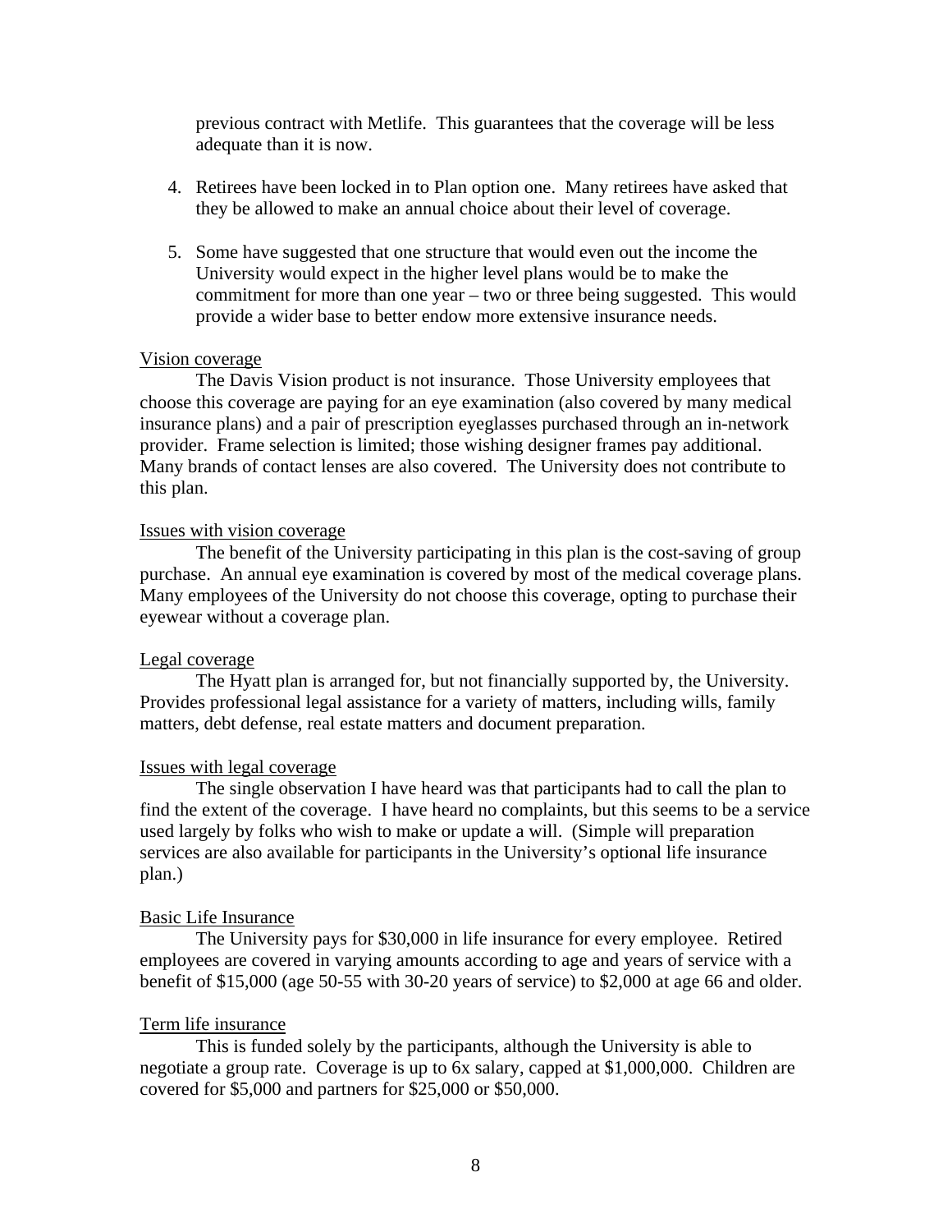previous contract with Metlife. This guarantees that the coverage will be less adequate than it is now.

4. Retirees have been locked in to Plan option one. Many retirees have asked that they be allowed to make an annual choice about their level of coverage.

5. Some have suggested that one structure that would even out the income the University would expect in the higher level plans would be to make the commitment for more than one year – two or three being suggested. This would provide a wider base to better endow more extensive insurance needs.

<u>Vision coverage</u>

The Davis Vision product is not insurance. Those University employees that choose this coverage are paying for an eye examination (also covered by many medical insurance plans) and a pair of prescription eyeglasses purchased through an in-network provider. Frame selection is limited; those wishing designer frames pay additional. Many brands of contact lenses are also covered. The University does not contribute to this plan.

<u>Issues with vision coverage</u>

The benefit of the University participating in this plan is the cost-saving of group purchase. An annual eye examination is covered by most of the medical coverage plans. Many employees of the University do not choose this coverage, opting to purchase their eyewear without a coverage plan.

<u>Legal coverage</u>

The Hyatt plan is arranged for, but not financially supported by, the University. Provides professional legal assistance for a variety of matters, including wills, family matters, debt defense, real estate matters and document preparation.

<u>Issues with legal coverage</u>

The single observation I have heard was that participants had to call the plan to find the extent of the coverage. I have heard no complaints, but this seems to be a service used largely by folks who wish to make or update a will. (Simple will preparation services are also available for participants in the University's optional life insurance plan.)

<u>Basic Life Insurance</u>

The University pays for $30,000 in life insurance for every employee. Retired employees are covered in varying amounts according to age and years of service with a benefit of $15,000 (age 50-55 with 30-20 years of service) to $2,000 at age 66 and older.

<u>Term life insurance</u>

This is funded solely by the participants, although the University is able to negotiate a group rate. Coverage is up to 6x salary, capped at $1,000,000. Children are covered for $5,000 and partners for $25,000 or $50,000.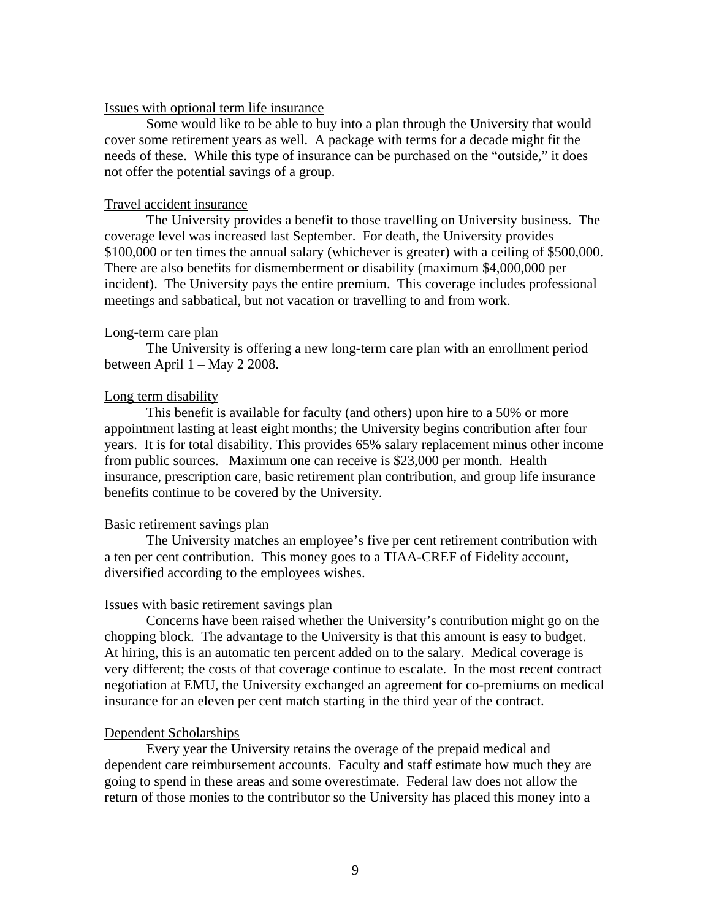Issues with optional term life insurance

Some would like to be able to buy into a plan through the University that would cover some retirement years as well. A package with terms for a decade might fit the needs of these. While this type of insurance can be purchased on the "outside," it does not offer the potential savings of a group.

Travel accident insurance

The University provides a benefit to those travelling on University business. The coverage level was increased last September. For death, the University provides $100,000 or ten times the annual salary (whichever is greater) with a ceiling of $500,000. There are also benefits for dismemberment or disability (maximum $4,000,000 per incident). The University pays the entire premium. This coverage includes professional meetings and sabbatical, but not vacation or travelling to and from work.

Long-term care plan

The University is offering a new long-term care plan with an enrollment period between April 1 – May 2 2008.

Long term disability

This benefit is available for faculty (and others) upon hire to a 50% or more appointment lasting at least eight months; the University begins contribution after four years. It is for total disability. This provides 65% salary replacement minus other income from public sources. Maximum one can receive is $23,000 per month. Health insurance, prescription care, basic retirement plan contribution, and group life insurance benefits continue to be covered by the University.

Basic retirement savings plan

The University matches an employee's five per cent retirement contribution with a ten per cent contribution. This money goes to a TIAA-CREF of Fidelity account, diversified according to the employees wishes.

Issues with basic retirement savings plan

Concerns have been raised whether the University's contribution might go on the chopping block. The advantage to the University is that this amount is easy to budget. At hiring, this is an automatic ten percent added on to the salary. Medical coverage is very different; the costs of that coverage continue to escalate. In the most recent contract negotiation at EMU, the University exchanged an agreement for co-premiums on medical insurance for an eleven per cent match starting in the third year of the contract.

Dependent Scholarships

Every year the University retains the overage of the prepaid medical and dependent care reimbursement accounts. Faculty and staff estimate how much they are going to spend in these areas and some overestimate. Federal law does not allow the return of those monies to the contributor so the University has placed this money into a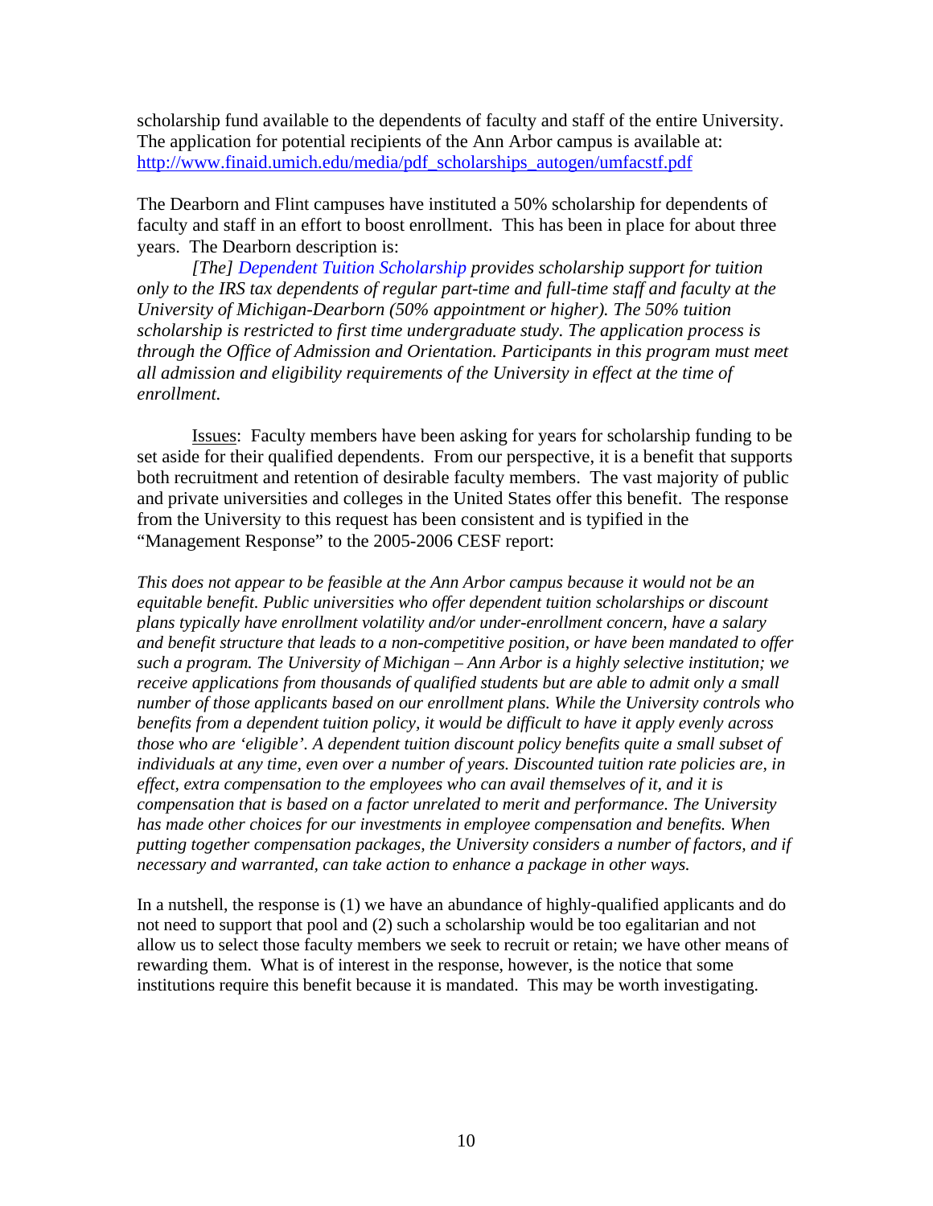scholarship fund available to the dependents of faculty and staff of the entire University. The application for potential recipients of the Ann Arbor campus is available at: http://www.finaid.umich.edu/media/pdf_scholarships_autogen/umfacstf.pdf

The Dearborn and Flint campuses have instituted a 50% scholarship for dependents of faculty and staff in an effort to boost enrollment. This has been in place for about three years. The Dearborn description is:

> *[The] Dependent Tuition Scholarship provides scholarship support for tuition only to the IRS tax dependents of regular part-time and full-time staff and faculty at the University of Michigan-Dearborn (50% appointment or higher). The 50% tuition scholarship is restricted to first time undergraduate study. The application process is through the Office of Admission and Orientation. Participants in this program must meet all admission and eligibility requirements of the University in effect at the time of enrollment.*

Issues: Faculty members have been asking for years for scholarship funding to be set aside for their qualified dependents. From our perspective, it is a benefit that supports both recruitment and retention of desirable faculty members. The vast majority of public and private universities and colleges in the United States offer this benefit. The response from the University to this request has been consistent and is typified in the "Management Response" to the 2005-2006 CESF report:

*This does not appear to be feasible at the Ann Arbor campus because it would not be an equitable benefit. Public universities who offer dependent tuition scholarships or discount plans typically have enrollment volatility and/or under-enrollment concern, have a salary and benefit structure that leads to a non-competitive position, or have been mandated to offer such a program. The University of Michigan – Ann Arbor is a highly selective institution; we receive applications from thousands of qualified students but are able to admit only a small number of those applicants based on our enrollment plans. While the University controls who benefits from a dependent tuition policy, it would be difficult to have it apply evenly across those who are 'eligible'. A dependent tuition discount policy benefits quite a small subset of individuals at any time, even over a number of years. Discounted tuition rate policies are, in effect, extra compensation to the employees who can avail themselves of it, and it is compensation that is based on a factor unrelated to merit and performance. The University has made other choices for our investments in employee compensation and benefits. When putting together compensation packages, the University considers a number of factors, and if necessary and warranted, can take action to enhance a package in other ways.*

In a nutshell, the response is (1) we have an abundance of highly-qualified applicants and do not need to support that pool and (2) such a scholarship would be too egalitarian and not allow us to select those faculty members we seek to recruit or retain; we have other means of rewarding them. What is of interest in the response, however, is the notice that some institutions require this benefit because it is mandated. This may be worth investigating.